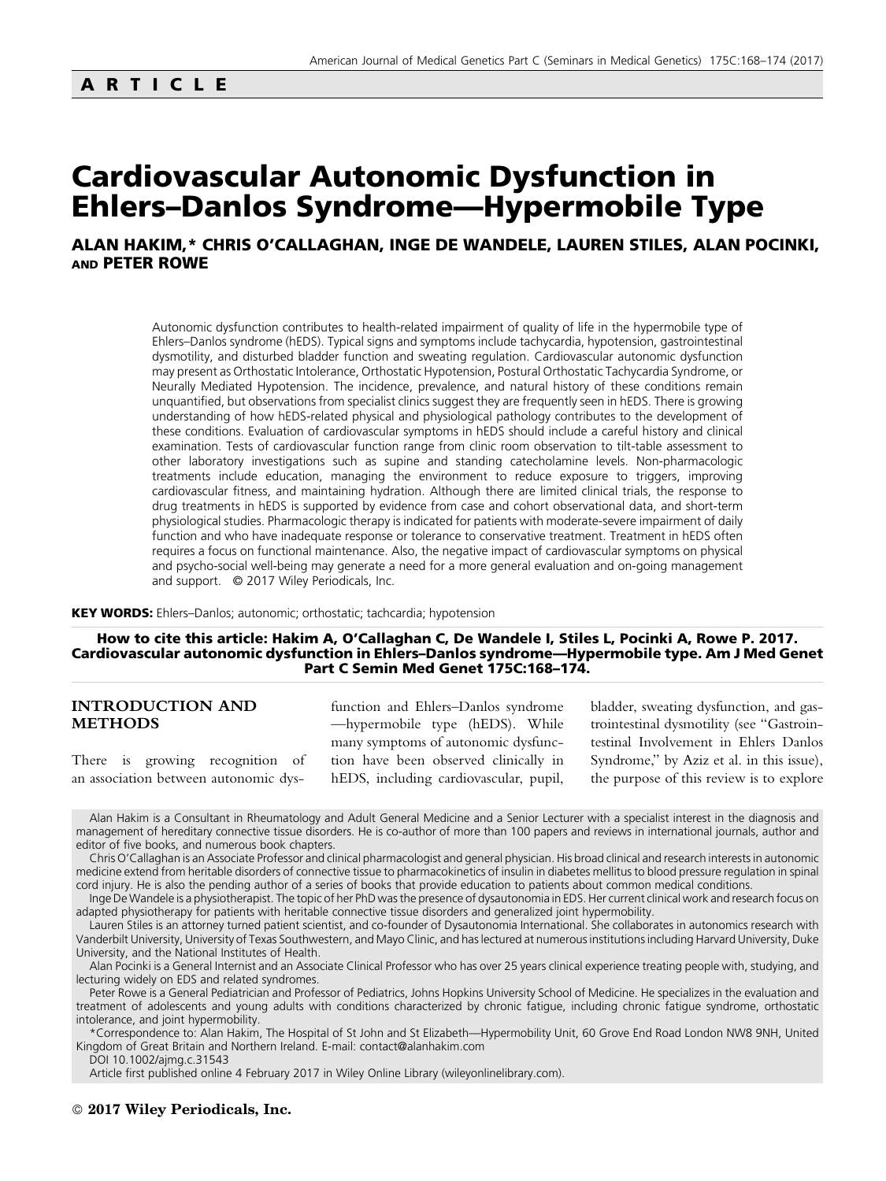**ARTICLE**

# Cardiovascular Autonomic Dysfunction in Ehlers–Danlos Syndrome—Hypermobile Type

**ALAN HAKIM,* CHRIS O'CALLAGHAN, INGE DE WANDELE, LAUREN STILES, ALAN POCINKI, AND PETER ROWE**

Autonomic dysfunction contributes to health-related impairment of quality of life in the hypermobile type of Ehlers–Danlos syndrome (hEDS). Typical signs and symptoms include tachycardia, hypotension, gastrointestinal dysmotility, and disturbed bladder function and sweating regulation. Cardiovascular autonomic dysfunction may present as Orthostatic Intolerance, Orthostatic Hypotension, Postural Orthostatic Tachycardia Syndrome, or Neurally Mediated Hypotension. The incidence, prevalence, and natural history of these conditions remain unquantified, but observations from specialist clinics suggest they are frequently seen in hEDS. There is growing understanding of how hEDS-related physical and physiological pathology contributes to the development of these conditions. Evaluation of cardiovascular symptoms in hEDS should include a careful history and clinical examination. Tests of cardiovascular function range from clinic room observation to tilt-table assessment to other laboratory investigations such as supine and standing catecholamine levels. Non-pharmacologic treatments include education, managing the environment to reduce exposure to triggers, improving cardiovascular fitness, and maintaining hydration. Although there are limited clinical trials, the response to drug treatments in hEDS is supported by evidence from case and cohort observational data, and short-term physiological studies. Pharmacologic therapy is indicated for patients with moderate-severe impairment of daily function and who have inadequate response or tolerance to conservative treatment. Treatment in hEDS often requires a focus on functional maintenance. Also, the negative impact of cardiovascular symptoms on physical and psycho-social well-being may generate a need for a more general evaluation and on-going management and support. © 2017 Wiley Periodicals, Inc.

**KEY WORDS:** Ehlers–Danlos; autonomic; orthostatic; tachcardia; hypotension

**How to cite this article: Hakim A, O'Callaghan C, De Wandele I, Stiles L, Pocinki A, Rowe P. 2017. Cardiovascular autonomic dysfunction in Ehlers–Danlos syndrome—Hypermobile type. Am J Med Genet Part C Semin Med Genet 175C:168–174.**

## INTRODUCTION AND METHODS

There is growing recognition of an association between autonomic dysfunction and Ehlers–Danlos syndrome—hypermobile type (hEDS). While many symptoms of autonomic dysfunction have been observed clinically in hEDS, including cardiovascular, pupil, bladder, sweating dysfunction, and gastrointestinal dysmotility (see "Gastrointestinal Involvement in Ehlers Danlos Syndrome," by Aziz et al. in this issue), the purpose of this review is to explore

Alan Hakim is a Consultant in Rheumatology and Adult General Medicine and a Senior Lecturer with a specialist interest in the diagnosis and management of hereditary connective tissue disorders. He is co-author of more than 100 papers and reviews in international journals, author and editor of five books, and numerous book chapters.

Chris O'Callaghan is an Associate Professor and clinical pharmacologist and general physician. His broad clinical and research interests in autonomic medicine extend from heritable disorders of connective tissue to pharmacokinetics of insulin in diabetes mellitus to blood pressure regulation in spinal cord injury. He is also the pending author of a series of books that provide education to patients about common medical conditions.

Inge De Wandele is a physiotherapist. The topic of her PhD was the presence of dysautonomia in EDS. Her current clinical work and research focus on adapted physiotherapy for patients with heritable connective tissue disorders and generalized joint hypermobility.

Lauren Stiles is an attorney turned patient scientist, and co-founder of Dysautonomia International. She collaborates in autonomics research with Vanderbilt University, University of Texas Southwestern, and Mayo Clinic, and has lectured at numerous institutions including Harvard University, Duke University, and the National Institutes of Health.

Alan Pocinki is a General Internist and an Associate Clinical Professor who has over 25 years clinical experience treating people with, studying, and lecturing widely on EDS and related syndromes.

Peter Rowe is a General Pediatrician and Professor of Pediatrics, Johns Hopkins University School of Medicine. He specializes in the evaluation and treatment of adolescents and young adults with conditions characterized by chronic fatigue, including chronic fatigue syndrome, orthostatic intolerance, and joint hypermobility.

*Correspondence to: Alan Hakim, The Hospital of St John and St Elizabeth—Hypermobility Unit, 60 Grove End Road London NW8 9NH, United Kingdom of Great Britain and Northern Ireland. E-mail: contact@alanhakim.com

DOI 10.1002/ajmg.c.31543

Article first published online 4 February 2017 in Wiley Online Library (wileyonlinelibrary.com).

© 2017 Wiley Periodicals, Inc.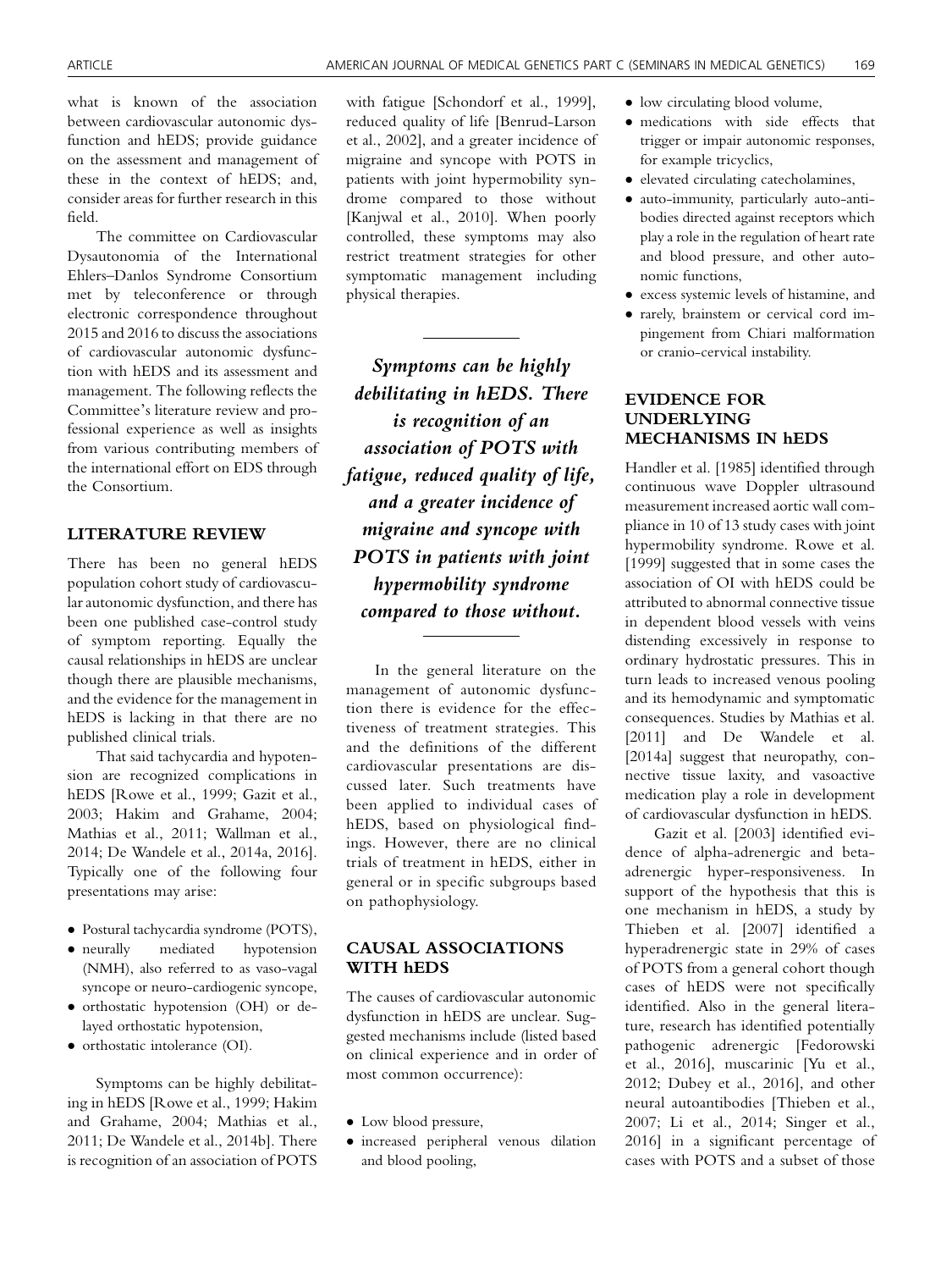what is known of the association between cardiovascular autonomic dysfunction and hEDS; provide guidance on the assessment and management of these in the context of hEDS; and, consider areas for further research in this field.

The committee on Cardiovascular Dysautonomia of the International Ehlers–Danlos Syndrome Consortium met by teleconference or through electronic correspondence throughout 2015 and 2016 to discuss the associations of cardiovascular autonomic dysfunction with hEDS and its assessment and management. The following reflects the Committee's literature review and professional experience as well as insights from various contributing members of the international effort on EDS through the Consortium.

## LITERATURE REVIEW

There has been no general hEDS population cohort study of cardiovascular autonomic dysfunction, and there has been one published case-control study of symptom reporting. Equally the causal relationships in hEDS are unclear though there are plausible mechanisms, and the evidence for the management in hEDS is lacking in that there are no published clinical trials.

That said tachycardia and hypotension are recognized complications in hEDS [Rowe et al., 1999; Gazit et al., 2003; Hakim and Grahame, 2004; Mathias et al., 2011; Wallman et al., 2014; De Wandele et al., 2014a, 2016]. Typically one of the following four presentations may arise:

- Postural tachycardia syndrome (POTS),
- neurally mediated hypotension (NMH), also referred to as vaso-vagal syncope or neuro-cardiogenic syncope,
- orthostatic hypotension (OH) or delayed orthostatic hypotension,
- orthostatic intolerance (OI).

Symptoms can be highly debilitating in hEDS [Rowe et al., 1999; Hakim and Grahame, 2004; Mathias et al., 2011; De Wandele et al., 2014b]. There is recognition of an association of POTS with fatigue [Schondorf et al., 1999], reduced quality of life [Benrud-Larson et al., 2002], and a greater incidence of migraine and syncope with POTS in patients with joint hypermobility syndrome compared to those without [Kanjwal et al., 2010]. When poorly controlled, these symptoms may also restrict treatment strategies for other symptomatic management including physical therapies.

*Symptoms can be highly debilitating in hEDS. There is recognition of an association of POTS with fatigue, reduced quality of life, and a greater incidence of migraine and syncope with POTS in patients with joint hypermobility syndrome compared to those without.*

In the general literature on the management of autonomic dysfunction there is evidence for the effectiveness of treatment strategies. This and the definitions of the different cardiovascular presentations are discussed later. Such treatments have been applied to individual cases of hEDS, based on physiological findings. However, there are no clinical trials of treatment in hEDS, either in general or in specific subgroups based on pathophysiology.

## CAUSAL ASSOCIATIONS WITH hEDS

The causes of cardiovascular autonomic dysfunction in hEDS are unclear. Suggested mechanisms include (listed based on clinical experience and in order of most common occurrence):

- Low blood pressure,
- increased peripheral venous dilation and blood pooling,
- low circulating blood volume,
- medications with side effects that trigger or impair autonomic responses, for example tricyclics,
- elevated circulating catecholamines,
- auto-immunity, particularly auto-antibodies directed against receptors which play a role in the regulation of heart rate and blood pressure, and other autonomic functions,
- excess systemic levels of histamine, and
- rarely, brainstem or cervical cord impingement from Chiari malformation or cranio-cervical instability.

## EVIDENCE FOR UNDERLYING MECHANISMS IN hEDS

Handler et al. [1985] identified through continuous wave Doppler ultrasound measurement increased aortic wall compliance in 10 of 13 study cases with joint hypermobility syndrome. Rowe et al. [1999] suggested that in some cases the association of OI with hEDS could be attributed to abnormal connective tissue in dependent blood vessels with veins distending excessively in response to ordinary hydrostatic pressures. This in turn leads to increased venous pooling and its hemodynamic and symptomatic consequences. Studies by Mathias et al. [2011] and De Wandele et al. [2014a] suggest that neuropathy, connective tissue laxity, and vasoactive medication play a role in development of cardiovascular dysfunction in hEDS.

Gazit et al. [2003] identified evidence of alpha-adrenergic and beta-adrenergic hyper-responsiveness. In support of the hypothesis that this is one mechanism in hEDS, a study by Thieben et al. [2007] identified a hyperadrenergic state in 29% of cases of POTS from a general cohort though cases of hEDS were not specifically identified. Also in the general literature, research has identified potentially pathogenic adrenergic [Fedorowski et al., 2016], muscarinic [Yu et al., 2012; Dubey et al., 2016], and other neural autoantibodies [Thieben et al., 2007; Li et al., 2014; Singer et al., 2016] in a significant percentage of cases with POTS and a subset of those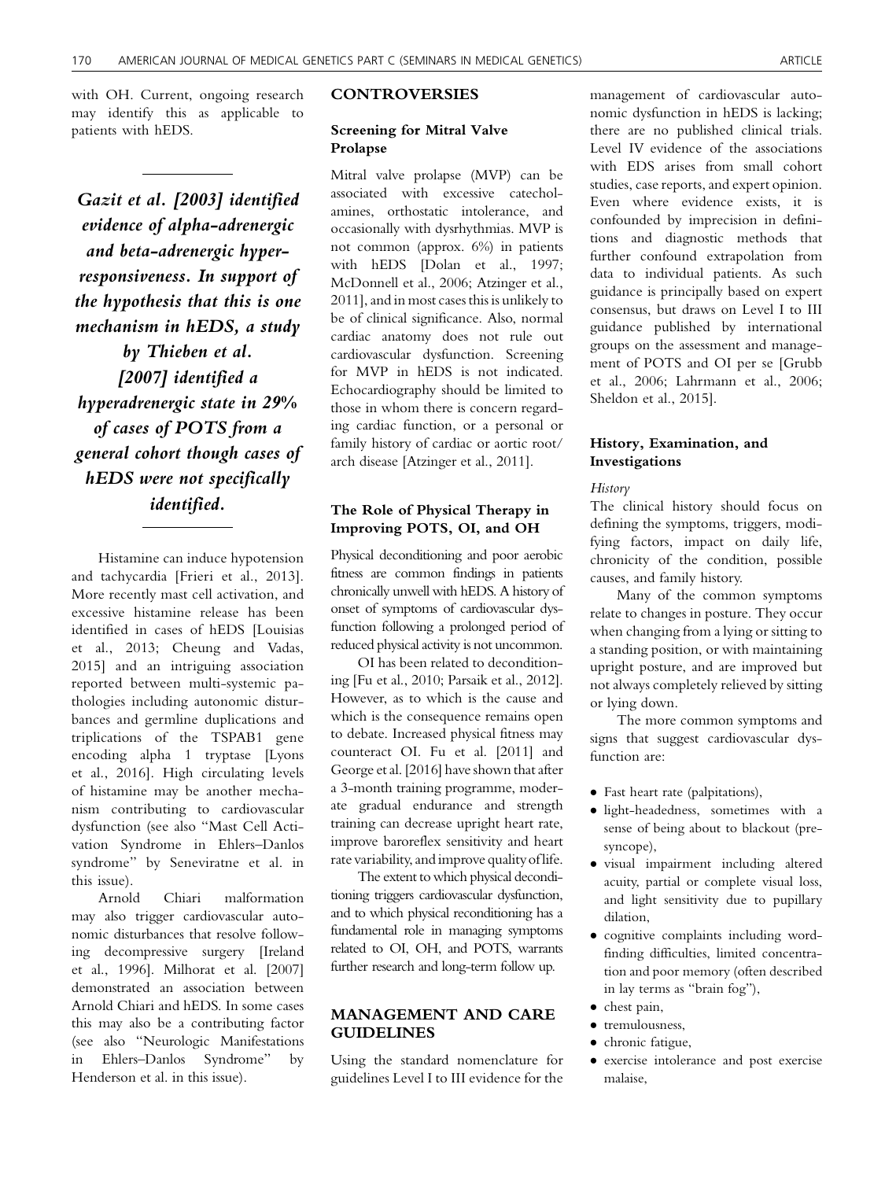with OH. Current, ongoing research may identify this as applicable to patients with hEDS.

> *Gazit et al. [2003] identified evidence of alpha-adrenergic and beta-adrenergic hyper-responsiveness. In support of the hypothesis that this is one mechanism in hEDS, a study by Thieben et al. [2007] identified a hyperadrenergic state in 29% of cases of POTS from a general cohort though cases of hEDS were not specifically identified.*

Histamine can induce hypotension and tachycardia [Frieri et al., 2013]. More recently mast cell activation, and excessive histamine release has been identified in cases of hEDS [Louisias et al., 2013; Cheung and Vadas, 2015] and an intriguing association reported between multi-systemic pathologies including autonomic disturbances and germline duplications and triplications of the TSPAB1 gene encoding alpha 1 tryptase [Lyons et al., 2016]. High circulating levels of histamine may be another mechanism contributing to cardiovascular dysfunction (see also "Mast Cell Activation Syndrome in Ehlers–Danlos syndrome" by Seneviratne et al. in this issue).

Arnold Chiari malformation may also trigger cardiovascular autonomic disturbances that resolve following decompressive surgery [Ireland et al., 1996]. Milhorat et al. [2007] demonstrated an association between Arnold Chiari and hEDS. In some cases this may also be a contributing factor (see also "Neurologic Manifestations in Ehlers–Danlos Syndrome" by Henderson et al. in this issue).

## CONTROVERSIES

### Screening for Mitral Valve Prolapse

Mitral valve prolapse (MVP) can be associated with excessive catecholamines, orthostatic intolerance, and occasionally with dysrhythmias. MVP is not common (approx. 6%) in patients with hEDS [Dolan et al., 1997; McDonnell et al., 2006; Atzinger et al., 2011], and in most cases this is unlikely to be of clinical significance. Also, normal cardiac anatomy does not rule out cardiovascular dysfunction. Screening for MVP in hEDS is not indicated. Echocardiography should be limited to those in whom there is concern regarding cardiac function, or a personal or family history of cardiac or aortic root/arch disease [Atzinger et al., 2011].

### The Role of Physical Therapy in Improving POTS, OI, and OH

Physical deconditioning and poor aerobic fitness are common findings in patients chronically unwell with hEDS. A history of onset of symptoms of cardiovascular dysfunction following a prolonged period of reduced physical activity is not uncommon.

OI has been related to deconditioning [Fu et al., 2010; Parsaik et al., 2012]. However, as to which is the cause and which is the consequence remains open to debate. Increased physical fitness may counteract OI. Fu et al. [2011] and George et al. [2016] have shown that after a 3-month training programme, moderate gradual endurance and strength training can decrease upright heart rate, improve baroreflex sensitivity and heart rate variability, and improve quality of life.

The extent to which physical deconditioning triggers cardiovascular dysfunction, and to which physical reconditioning has a fundamental role in managing symptoms related to OI, OH, and POTS, warrants further research and long-term follow up.

## MANAGEMENT AND CARE GUIDELINES

Using the standard nomenclature for guidelines Level I to III evidence for the management of cardiovascular autonomic dysfunction in hEDS is lacking; there are no published clinical trials. Level IV evidence of the associations with EDS arises from small cohort studies, case reports, and expert opinion. Even where evidence exists, it is confounded by imprecision in definitions and diagnostic methods that further confound extrapolation from data to individual patients. As such guidance is principally based on expert consensus, but draws on Level I to III guidance published by international groups on the assessment and management of POTS and OI per se [Grubb et al., 2006; Lahrmann et al., 2006; Sheldon et al., 2015].

### History, Examination, and Investigations

#### *History*

The clinical history should focus on defining the symptoms, triggers, modifying factors, impact on daily life, chronicity of the condition, possible causes, and family history.

Many of the common symptoms relate to changes in posture. They occur when changing from a lying or sitting to a standing position, or with maintaining upright posture, and are improved but not always completely relieved by sitting or lying down.

The more common symptoms and signs that suggest cardiovascular dysfunction are:

- Fast heart rate (palpitations),
- light-headedness, sometimes with a sense of being about to blackout (presyncope),
- visual impairment including altered acuity, partial or complete visual loss, and light sensitivity due to pupillary dilation,
- cognitive complaints including word-finding difficulties, limited concentration and poor memory (often described in lay terms as "brain fog"),
- chest pain,
- tremulousness,
- chronic fatigue,
- exercise intolerance and post exercise malaise,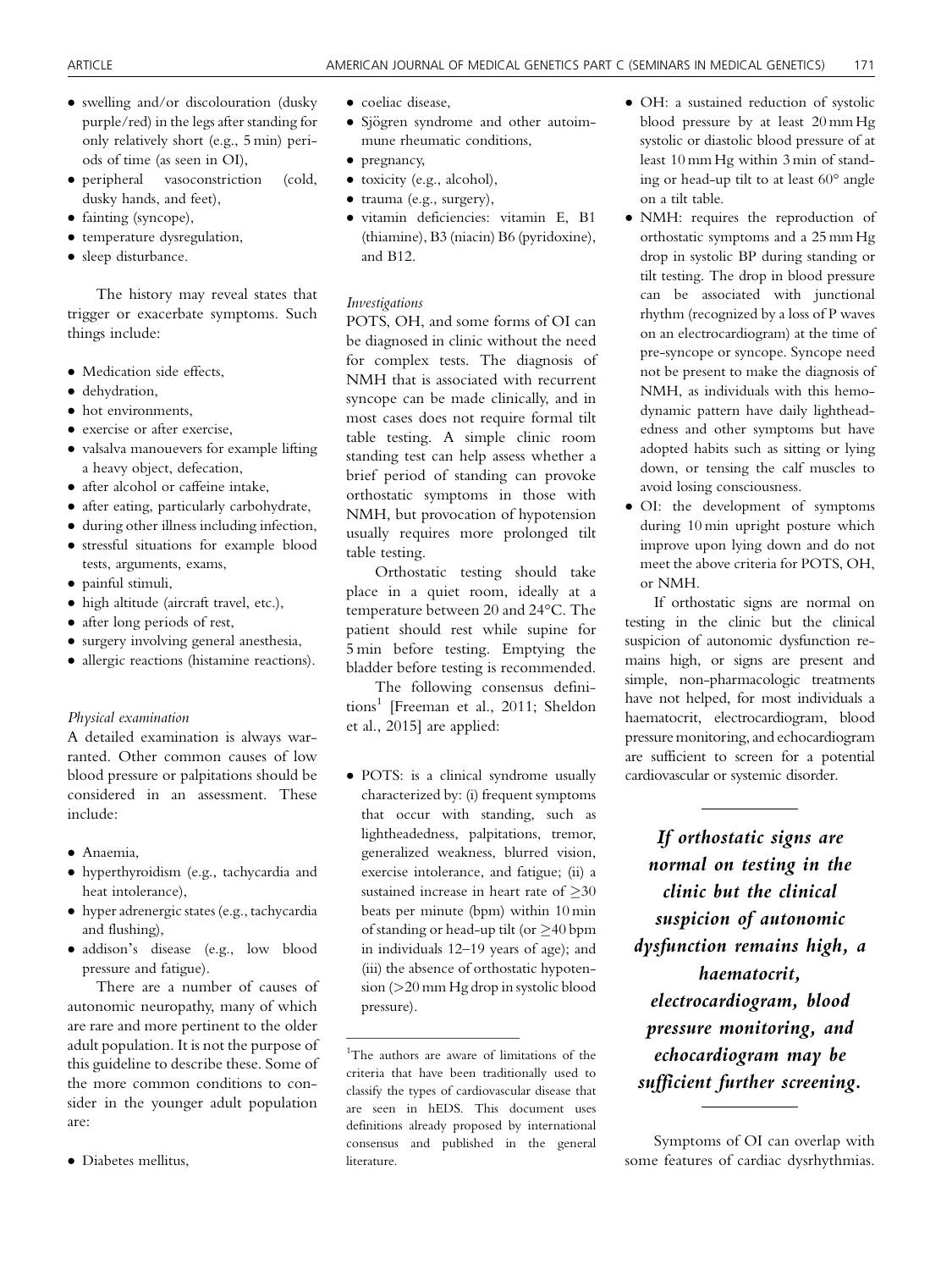- swelling and/or discolouration (dusky purple/red) in the legs after standing for only relatively short (e.g., 5 min) periods of time (as seen in OI),
- peripheral vasoconstriction (cold, dusky hands, and feet),
- fainting (syncope),
- temperature dysregulation,
- sleep disturbance.

The history may reveal states that trigger or exacerbate symptoms. Such things include:

- Medication side effects,
- dehydration,
- hot environments,
- exercise or after exercise,
- valsalva manouevers for example lifting a heavy object, defecation,
- after alcohol or caffeine intake,
- after eating, particularly carbohydrate,
- during other illness including infection,
- stressful situations for example blood tests, arguments, exams,
- painful stimuli,
- high altitude (aircraft travel, etc.),
- after long periods of rest,
- surgery involving general anesthesia,
- allergic reactions (histamine reactions).

*Physical examination*

A detailed examination is always warranted. Other common causes of low blood pressure or palpitations should be considered in an assessment. These include:

- Anaemia,
- hyperthyroidism (e.g., tachycardia and heat intolerance),
- hyper adrenergic states (e.g., tachycardia and flushing),
- addison's disease (e.g., low blood pressure and fatigue).

There are a number of causes of autonomic neuropathy, many of which are rare and more pertinent to the older adult population. It is not the purpose of this guideline to describe these. Some of the more common conditions to consider in the younger adult population are:

- Diabetes mellitus,
- coeliac disease,
- Sjögren syndrome and other autoimmune rheumatic conditions,
- pregnancy,
- toxicity (e.g., alcohol),
- trauma (e.g., surgery),
- vitamin deficiencies: vitamin E, B1 (thiamine), B3 (niacin) B6 (pyridoxine), and B12.

*Investigations*

POTS, OH, and some forms of OI can be diagnosed in clinic without the need for complex tests. The diagnosis of NMH that is associated with recurrent syncope can be made clinically, and in most cases does not require formal tilt table testing. A simple clinic room standing test can help assess whether a brief period of standing can provoke orthostatic symptoms in those with NMH, but provocation of hypotension usually requires more prolonged tilt table testing.

Orthostatic testing should take place in a quiet room, ideally at a temperature between 20 and 24°C. The patient should rest while supine for 5 min before testing. Emptying the bladder before testing is recommended.

The following consensus definitions[1] [Freeman et al., 2011; Sheldon et al., 2015] are applied:

- POTS: is a clinical syndrome usually characterized by: (i) frequent symptoms that occur with standing, such as lightheadedness, palpitations, tremor, generalized weakness, blurred vision, exercise intolerance, and fatigue; (ii) a sustained increase in heart rate of $\geq$30 beats per minute (bpm) within 10 min of standing or head-up tilt (or $\geq$40 bpm in individuals 12–19 years of age); and (iii) the absence of orthostatic hypotension (>20 mm Hg drop in systolic blood pressure).
- OH: a sustained reduction of systolic blood pressure by at least 20 mm Hg systolic or diastolic blood pressure of at least 10 mm Hg within 3 min of standing or head-up tilt to at least 60° angle on a tilt table.
- NMH: requires the reproduction of orthostatic symptoms and a 25 mm Hg drop in systolic BP during standing or tilt testing. The drop in blood pressure can be associated with junctional rhythm (recognized by a loss of P waves on an electrocardiogram) at the time of pre-syncope or syncope. Syncope need not be present to make the diagnosis of NMH, as individuals with this hemodynamic pattern have daily lightheadedness and other symptoms but have adopted habits such as sitting or lying down, or tensing the calf muscles to avoid losing consciousness.
- OI: the development of symptoms during 10 min upright posture which improve upon lying down and do not meet the above criteria for POTS, OH, or NMH.

If orthostatic signs are normal on testing in the clinic but the clinical suspicion of autonomic dysfunction remains high, or signs are present and simple, non-pharmacologic treatments have not helped, for most individuals a haematocrit, electrocardiogram, blood pressure monitoring, and echocardiogram are sufficient to screen for a potential cardiovascular or systemic disorder.

> ***If orthostatic signs are normal on testing in the clinic but the clinical suspicion of autonomic dysfunction remains high, a haematocrit, electrocardiogram, blood pressure monitoring, and echocardiogram may be sufficient further screening.***

Symptoms of OI can overlap with some features of cardiac dysrhythmias.

[1]The authors are aware of limitations of the criteria that have been traditionally used to classify the types of cardiovascular disease that are seen in hEDS. This document uses definitions already proposed by international consensus and published in the general literature.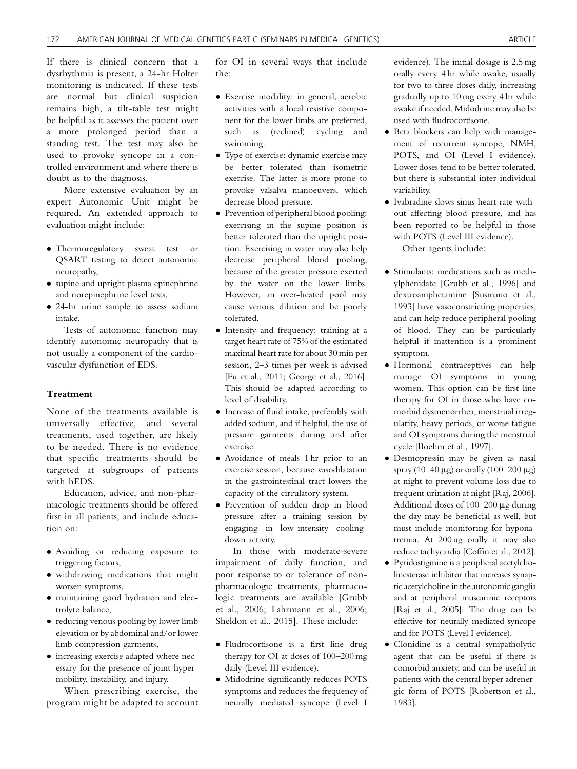If there is clinical concern that a dysrhythmia is present, a 24-hr Holter monitoring is indicated. If these tests are normal but clinical suspicion remains high, a tilt-table test might be helpful as it assesses the patient over a more prolonged period than a standing test. The test may also be used to provoke syncope in a controlled environment and where there is doubt as to the diagnosis.

More extensive evaluation by an expert Autonomic Unit might be required. An extended approach to evaluation might include:

- Thermoregulatory sweat test or QSART testing to detect autonomic neuropathy,
- supine and upright plasma epinephrine and norepinephrine level tests,
- 24-hr urine sample to assess sodium intake.

Tests of autonomic function may identify autonomic neuropathy that is not usually a component of the cardiovascular dysfunction of EDS.

### Treatment

None of the treatments available is universally effective, and several treatments, used together, are likely to be needed. There is no evidence that specific treatments should be targeted at subgroups of patients with hEDS.

Education, advice, and non-pharmacologic treatments should be offered first in all patients, and include education on:

- Avoiding or reducing exposure to triggering factors,
- withdrawing medications that might worsen symptoms,
- maintaining good hydration and electrolyte balance,
- reducing venous pooling by lower limb elevation or by abdominal and/or lower limb compression garments,
- increasing exercise adapted where necessary for the presence of joint hypermobility, instability, and injury.

When prescribing exercise, the program might be adapted to account for OI in several ways that include the:

- Exercise modality: in general, aerobic activities with a local resistive component for the lower limbs are preferred, such as (reclined) cycling and swimming.
- Type of exercise: dynamic exercise may be better tolerated than isometric exercise. The latter is more prone to provoke valsalva manoeuvers, which decrease blood pressure.
- Prevention of peripheral blood pooling: exercising in the supine position is better tolerated than the upright position. Exercising in water may also help decrease peripheral blood pooling, because of the greater pressure exerted by the water on the lower limbs. However, an over-heated pool may cause venous dilation and be poorly tolerated.
- Intensity and frequency: training at a target heart rate of 75% of the estimated maximal heart rate for about 30 min per session, 2–3 times per week is advised [Fu et al., 2011; George et al., 2016]. This should be adapted according to level of disability.
- Increase of fluid intake, preferably with added sodium, and if helpful, the use of pressure garments during and after exercise.
- Avoidance of meals 1 hr prior to an exercise session, because vasodilatation in the gastrointestinal tract lowers the capacity of the circulatory system.
- Prevention of sudden drop in blood pressure after a training session by engaging in low-intensity cooling-down activity.

In those with moderate-severe impairment of daily function, and poor response to or tolerance of non-pharmacologic treatments, pharmacologic treatments are available [Grubb et al., 2006; Lahrmann et al., 2006; Sheldon et al., 2015]. These include:

- Fludrocortisone is a first line drug therapy for OI at doses of 100–200 mg daily (Level III evidence).
- Midodrine significantly reduces POTS symptoms and reduces the frequency of neurally mediated syncope (Level I evidence). The initial dosage is 2.5 mg orally every 4 hr while awake, usually for two to three doses daily, increasing gradually up to 10 mg every 4 hr while awake if needed. Midodrine may also be used with fludrocortisone.
- Beta blockers can help with management of recurrent syncope, NMH, POTS, and OI (Level I evidence). Lower doses tend to be better tolerated, but there is substantial inter-individual variability.
- Ivabradine slows sinus heart rate without affecting blood pressure, and has been reported to be helpful in those with POTS (Level III evidence).

Other agents include:

- Stimulants: medications such as methylphenidate [Grubb et al., 1996] and dextroamphetamine [Susmano et al., 1993] have vasoconstricting properties, and can help reduce peripheral pooling of blood. They can be particularly helpful if inattention is a prominent symptom.
- Hormonal contraceptives can help manage OI symptoms in young women. This option can be first line therapy for OI in those who have comorbid dysmenorrhea, menstrual irregularity, heavy periods, or worse fatigue and OI symptoms during the menstrual cycle [Boehm et al., 1997].
- Desmopressin may be given as nasal spray (10–40 μg) or orally (100–200 μg) at night to prevent volume loss due to frequent urination at night [Raj, 2006]. Additional doses of 100–200 μg during the day may be beneficial as well, but must include monitoring for hyponatremia. At 200 ug orally it may also reduce tachycardia [Coffin et al., 2012].
- Pyridostigmine is a peripheral acetylcholinesterase inhibitor that increases synaptic acetylcholine in the autonomic ganglia and at peripheral muscarinic receptors [Raj et al., 2005]. The drug can be effective for neurally mediated syncope and for POTS (Level I evidence).
- Clonidine is a central sympatholytic agent that can be useful if there is comorbid anxiety, and can be useful in patients with the central hyper adrenergic form of POTS [Robertson et al., 1983].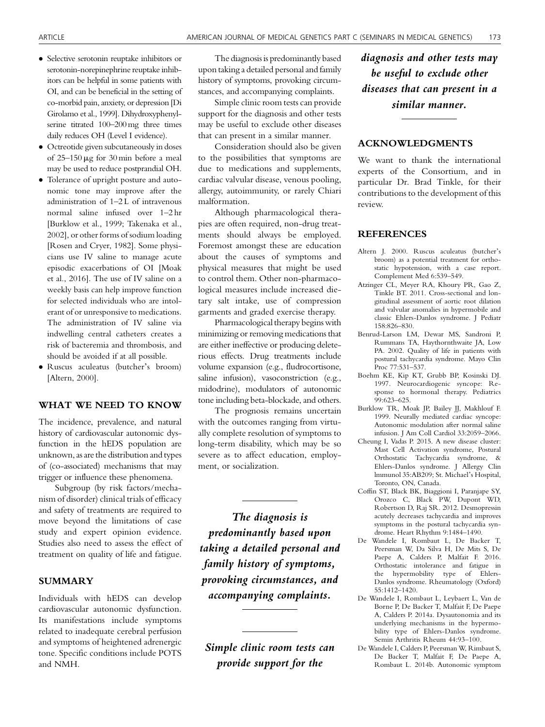- Selective serotonin reuptake inhibitors or serotonin-norepinephrine reuptake inhibitors can be helpful in some patients with OI, and can be beneficial in the setting of co-morbid pain, anxiety, or depression [Di Girolamo et al., 1999]. Dihydroxyphenylserine titrated 100–200 mg three times daily reduces OH (Level I evidence).
- Octreotide given subcutaneously in doses of 25–150 μg for 30 min before a meal may be used to reduce postprandial OH.
- Tolerance of upright posture and autonomic tone may improve after the administration of 1–2 L of intravenous normal saline infused over 1–2 hr [Burklow et al., 1999; Takenaka et al., 2002], or other forms of sodium loading [Rosen and Cryer, 1982]. Some physicians use IV saline to manage acute episodic exacerbations of OI [Moak et al., 2016]. The use of IV saline on a weekly basis can help improve function for selected individuals who are intolerant of or unresponsive to medications. The administration of IV saline via indwelling central catheters creates a risk of bacteremia and thrombosis, and should be avoided if at all possible.
- Ruscus aculeatus (butcher's broom) [Altern, 2000].

## WHAT WE NEED TO KNOW

The incidence, prevalence, and natural history of cardiovascular autonomic dysfunction in the hEDS population are unknown, as are the distribution and types of (co-associated) mechanisms that may trigger or influence these phenomena.

Subgroup (by risk factors/mechanism of disorder) clinical trials of efficacy and safety of treatments are required to move beyond the limitations of case study and expert opinion evidence. Studies also need to assess the effect of treatment on quality of life and fatigue.

## SUMMARY

Individuals with hEDS can develop cardiovascular autonomic dysfunction. Its manifestations include symptoms related to inadequate cerebral perfusion and symptoms of heightened adrenergic tone. Specific conditions include POTS and NMH.

The diagnosis is predominantly based upon taking a detailed personal and family history of symptoms, provoking circumstances, and accompanying complaints.

Simple clinic room tests can provide support for the diagnosis and other tests may be useful to exclude other diseases that can present in a similar manner.

Consideration should also be given to the possibilities that symptoms are due to medications and supplements, cardiac valvular disease, venous pooling, allergy, autoimmunity, or rarely Chiari malformation.

Although pharmacological therapies are often required, non-drug treatments should always be employed. Foremost amongst these are education about the causes of symptoms and physical measures that might be used to control them. Other non-pharmacological measures include increased dietary salt intake, use of compression garments and graded exercise therapy.

Pharmacological therapy begins with minimizing or removing medications that are either ineffective or producing deleterious effects. Drug treatments include volume expansion (e.g., fludrocortisone, saline infusion), vasoconstriction (e.g., midodrine), modulators of autonomic tone including beta-blockade, and others.

The prognosis remains uncertain with the outcomes ranging from virtually complete resolution of symptoms to long-term disability, which may be so severe as to affect education, employment, or socialization.

*The diagnosis is predominantly based upon taking a detailed personal and family history of symptoms, provoking circumstances, and accompanying complaints.*

*Simple clinic room tests can provide support for the diagnosis and other tests may be useful to exclude other diseases that can present in a similar manner.*

## ACKNOWLEDGMENTS

We want to thank the international experts of the Consortium, and in particular Dr. Brad Tinkle, for their contributions to the development of this review.

## REFERENCES

Altern J. 2000. Ruscus aculeatus (butcher's broom) as a potential treatment for orthostatic hypotension, with a case report. Complement Med 6:539–549.

Atzinger CL, Meyer RA, Khoury PR, Gao Z, Tinkle BT. 2011. Cross-sectional and longitudinal assessment of aortic root dilation and valvular anomalies in hypermobile and classic Ehlers-Danlos syndrome. J Pediatr 158:826–830.

Benrud-Larson LM, Dewar MS, Sandroni P, Rummans TA, Haythornthwaite JA, Low PA. 2002. Quality of life in patients with postural tachycardia syndrome. Mayo Clin Proc 77:531–537.

Boehm KE, Kip KT, Grubb BP, Kosinski DJ. 1997. Neurocardiogenic syncope: Response to hormonal therapy. Pediatrics 99:623–625.

Burklow TR, Moak JP, Bailey JJ, Makhlouf F. 1999. Neurally mediated cardiac syncope: Autonomic modulation after normal saline infusion. J Am Coll Cardiol 33:2059–2066.

Cheung I, Vadas P. 2015. A new disease cluster: Mast Cell Activation syndrome, Postural Orthostatic Tachycardia syndrome, & Ehlers-Danlos syndrome. J Allergy Clin Immunol 35:AB209; St. Michael's Hospital, Toronto, ON, Canada.

Coffin ST, Black BK, Biaggioni I, Paranjape SY, Orozco C, Black PW, Dupont WD, Robertson D, Raj SR. 2012. Desmopressin acutely decreases tachycardia and improves symptoms in the postural tachycardia syndrome. Heart Rhythm 9:1484–1490.

De Wandele I, Rombaut L, De Backer T, Peersman W, Da Silva H, De Mits S, De Paepe A, Calders P, Malfait F. 2016. Orthostatic intolerance and fatigue in the hypermobility type of Ehlers-Danlos syndrome. Rheumatology (Oxford) 55:1412–1420.

De Wandele I, Rombaut L, Leybaert L, Van de Borne P, De Backer T, Malfait F, De Paepe A, Calders P. 2014a. Dysautonomia and its underlying mechanisms in the hypermobility type of Ehlers-Danlos syndrome. Semin Arthritis Rheum 44:93–100.

De Wandele I, Calders P, Peersman W, Rimbaut S, De Backer T, Malfait F, De Paepe A, Rombaut L. 2014b. Autonomic symptom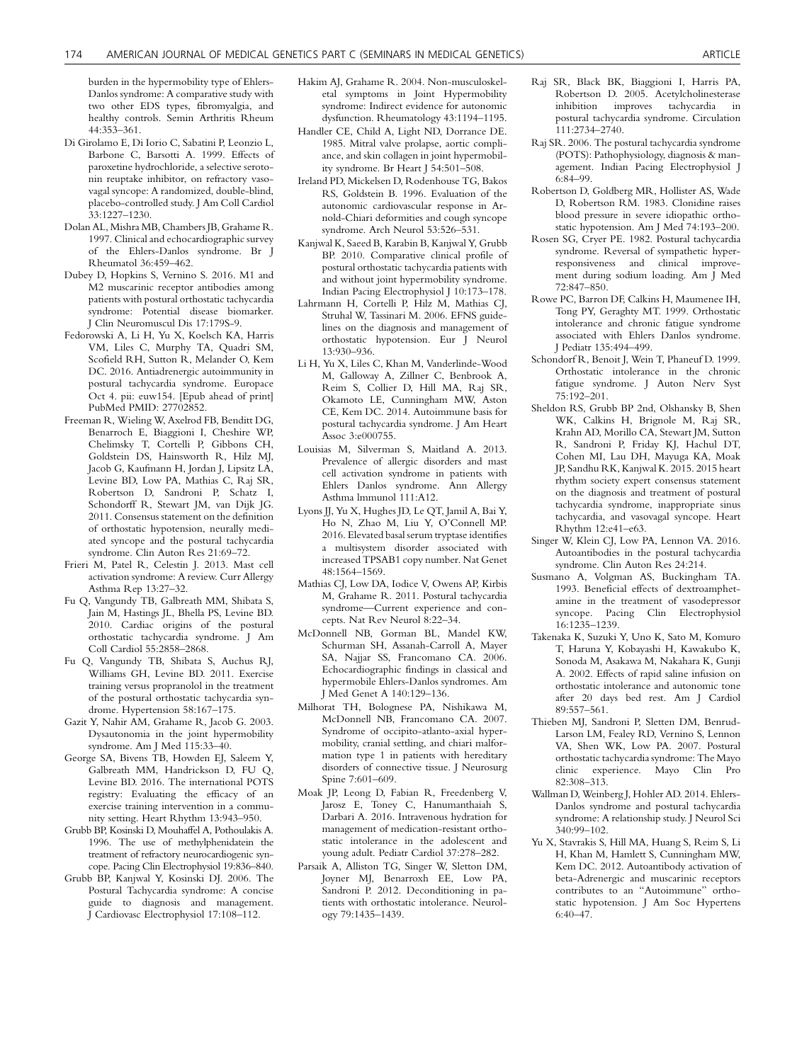burden in the hypermobility type of Ehlers-Danlos syndrome: A comparative study with two other EDS types, fibromyalgia, and healthy controls. Semin Arthritis Rheum 44:353–361.

Di Girolamo E, Di Iorio C, Sabatini P, Leonzio L, Barbone C, Barsotti A. 1999. Effects of paroxetine hydrochloride, a selective serotonin reuptake inhibitor, on refractory vasovagal syncope: A randomized, double-blind, placebo-controlled study. J Am Coll Cardiol 33:1227–1230.

Dolan AL, Mishra MB, Chambers JB, Grahame R. 1997. Clinical and echocardiographic survey of the Ehlers-Danlos syndrome. Br J Rheumatol 36:459–462.

Dubey D, Hopkins S, Vernino S. 2016. M1 and M2 muscarinic receptor antibodies among patients with postural orthostatic tachycardia syndrome: Potential disease biomarker. J Clin Neuromuscul Dis 17:179S-9.

Fedorowski A, Li H, Yu X, Koelsch KA, Harris VM, Liles C, Murphy TA, Quadri SM, Scofield RH, Sutton R, Melander O, Kem DC. 2016. Antiadrenergic autoimmunity in postural tachycardia syndrome. Europace Oct 4. pii: euw154. [Epub ahead of print] PubMed PMID: 27702852.

Freeman R, Wieling W, Axelrod FB, Benditt DG, Benarroch E, Biaggioni I, Cheshire WP, Chelimsky T, Cortelli P, Gibbons CH, Goldstein DS, Hainsworth R, Hilz MJ, Jacob G, Kaufmann H, Jordan J, Lipsitz LA, Levine BD, Low PA, Mathias C, Raj SR, Robertson D, Sandroni P, Schatz I, Schondorff R, Stewart JM, van Dijk JG. 2011. Consensus statement on the definition of orthostatic hypotension, neurally mediated syncope and the postural tachycardia syndrome. Clin Auton Res 21:69–72.

Frieri M, Patel R, Celestin J. 2013. Mast cell activation syndrome: A review. Curr Allergy Asthma Rep 13:27–32.

Fu Q, Vangundy TB, Galbreath MM, Shibata S, Jain M, Hastings JL, Bhella PS, Levine BD. 2010. Cardiac origins of the postural orthostatic tachycardia syndrome. J Am Coll Cardiol 55:2858–2868.

Fu Q, Vangundy TB, Shibata S, Auchus RJ, Williams GH, Levine BD. 2011. Exercise training versus propranolol in the treatment of the postural orthostatic tachycardia syndrome. Hypertension 58:167–175.

Gazit Y, Nahir AM, Grahame R, Jacob G. 2003. Dysautonomia in the joint hypermobility syndrome. Am J Med 115:33–40.

George SA, Bivens TB, Howden EJ, Saleem Y, Galbreath MM, Handrickson D, FU Q, Levine BD. 2016. The international POTS registry: Evaluating the efficacy of an exercise training intervention in a community setting. Heart Rhythm 13:943–950.

Grubb BP, Kosinski D, Mouhaffel A, Pothoulakis A. 1996. The use of methylphenidatein the treatment of refractory neurocardiogenic syncope. Pacing Clin Electrophysiol 19:836–840.

Grubb BP, Kanjwal Y, Kosinski DJ. 2006. The Postural Tachycardia syndrome: A concise guide to diagnosis and management. J Cardiovasc Electrophysiol 17:108–112.

Hakim AJ, Grahame R. 2004. Non-musculoskeletal symptoms in Joint Hypermobility syndrome: Indirect evidence for autonomic dysfunction. Rheumatology 43:1194–1195.

Handler CE, Child A, Light ND, Dorrance DE. 1985. Mitral valve prolapse, aortic compliance, and skin collagen in joint hypermobility syndrome. Br Heart J 54:501–508.

Ireland PD, Mickelsen D, Rodenhouse TG, Bakos RS, Goldstein B. 1996. Evaluation of the autonomic cardiovascular response in Arnold-Chiari deformities and cough syncope syndrome. Arch Neurol 53:526–531.

Kanjwal K, Saeed B, Karabin B, Kanjwal Y, Grubb BP. 2010. Comparative clinical profile of postural orthostatic tachycardia patients with and without joint hypermobility syndrome. Indian Pacing Electrophysiol J 10:173–178.

Lahrmann H, Cortelli P, Hilz M, Mathias CJ, Struhal W, Tassinari M. 2006. EFNS guidelines on the diagnosis and management of orthostatic hypotension. Eur J Neurol 13:930–936.

Li H, Yu X, Liles C, Khan M, Vanderlinde-Wood M, Galloway A, Zillner C, Benbrook A, Reim S, Collier D, Hill MA, Raj SR, Okamoto LE, Cunningham MW, Aston CE, Kem DC. 2014. Autoimmune basis for postural tachycardia syndrome. J Am Heart Assoc 3:e000755.

Louisias M, Silverman S, Maitland A. 2013. Prevalence of allergic disorders and mast cell activation syndrome in patients with Ehlers Danlos syndrome. Ann Allergy Asthma Immunol 111:A12.

Lyons JJ, Yu X, Hughes JD, Le QT, Jamil A, Bai Y, Ho N, Zhao M, Liu Y, O'Connell MP. 2016. Elevated basal serum tryptase identifies a multisystem disorder associated with increased TPSAB1 copy number. Nat Genet 48:1564–1569.

Mathias CJ, Low DA, Iodice V, Owens AP, Kirbis M, Grahame R. 2011. Postural tachycardia syndrome—Current experience and concepts. Nat Rev Neurol 8:22–34.

McDonnell NB, Gorman BL, Mandel KW, Schurman SH, Assanah-Carroll A, Mayer SA, Najjar SS, Francomano CA. 2006. Echocardiographic findings in classical and hypermobile Ehlers-Danlos syndromes. Am J Med Genet A 140:129–136.

Milhorat TH, Bolognese PA, Nishikawa M, McDonnell NB, Francomano CA. 2007. Syndrome of occipito-atlanto-axial hypermobility, cranial settling, and chiari malformation type 1 in patients with hereditary disorders of connective tissue. J Neurosurg Spine 7:601–609.

Moak JP, Leong D, Fabian R, Freedenberg V, Jarosz E, Toney C, Hanumanthaiah S, Darbari A. 2016. Intravenous hydration for management of medication-resistant orthostatic intolerance in the adolescent and young adult. Pediatr Cardiol 37:278–282.

Parsaik A, Allison TG, Singer W, Sletten DM, Joyner MJ, Benarroxh EE, Low PA, Sandroni P. 2012. Deconditioning in patients with orthostatic intolerance. Neurology 79:1435–1439.

Raj SR, Black BK, Biaggioni I, Harris PA, Robertson D. 2005. Acetylcholinesterase inhibition improves tachycardia in postural tachycardia syndrome. Circulation 111:2734–2740.

Raj SR. 2006. The postural tachycardia syndrome (POTS): Pathophysiology, diagnosis & management. Indian Pacing Electrophysiol J 6:84–99.

Robertson D, Goldberg MR, Hollister AS, Wade D, Robertson RM. 1983. Clonidine raises blood pressure in severe idiopathic orthostatic hypotension. Am J Med 74:193–200.

Rosen SG, Cryer PE. 1982. Postural tachycardia syndrome. Reversal of sympathetic hyperresponsiveness and clinical improvement during sodium loading. Am J Med 72:847–850.

Rowe PC, Barron DF, Calkins H, Maumenee IH, Tong PY, Geraghty MT. 1999. Orthostatic intolerance and chronic fatigue syndrome associated with Ehlers Danlos syndrome. J Pediatr 135:494–499.

Schondorf R, Benoit J, Wein T, Phaneuf D. 1999. Orthostatic intolerance in the chronic fatigue syndrome. J Auton Nerv Syst 75:192–201.

Sheldon RS, Grubb BP 2nd, Olshansky B, Shen WK, Calkins H, Brignole M, Raj SR, Krahn AD, Morillo CA, Stewart JM, Sutton R, Sandroni P, Friday KJ, Hachul DT, Cohen MI, Lau DH, Mayuga KA, Moak JP, Sandhu RK, Kanjwal K. 2015. 2015 heart rhythm society expert consensus statement on the diagnosis and treatment of postural tachycardia syndrome, inappropriate sinus tachycardia, and vasovagal syncope. Heart Rhythm 12:e41–e63.

Singer W, Klein CJ, Low PA, Lennon VA. 2016. Autoantibodies in the postural tachycardia syndrome. Clin Auton Res 24:214.

Susmano A, Volgman AS, Buckingham TA. 1993. Beneficial effects of dextroamphetamine in the treatment of vasodepressor syncope. Pacing Clin Electrophysiol 16:1235–1239.

Takenaka K, Suzuki Y, Uno K, Sato M, Komuro T, Haruna Y, Kobayashi H, Kawakubo K, Sonoda M, Asakawa M, Nakahara K, Gunji A. 2002. Effects of rapid saline infusion on orthostatic intolerance and autonomic tone after 20 days bed rest. Am J Cardiol 89:557–561.

Thieben MJ, Sandroni P, Sletten DM, Benrud-Larson LM, Fealey RD, Vernino S, Lennon VA, Shen WK, Low PA. 2007. Postural orthostatic tachycardia syndrome: The Mayo clinic experience. Mayo Clin Pro 82:308–313.

Wallman D, Weinberg J, Hohler AD. 2014. Ehlers-Danlos syndrome and postural tachycardia syndrome: A relationship study. J Neurol Sci 340:99–102.

Yu X, Stavrakis S, Hill MA, Huang S, Reim S, Li H, Khan M, Hamlett S, Cunningham MW, Kem DC. 2012. Autoantibody activation of beta-Adrenergic and muscarinic receptors contributes to an "Autoimmune" orthostatic hypotension. J Am Soc Hypertens 6:40–47.